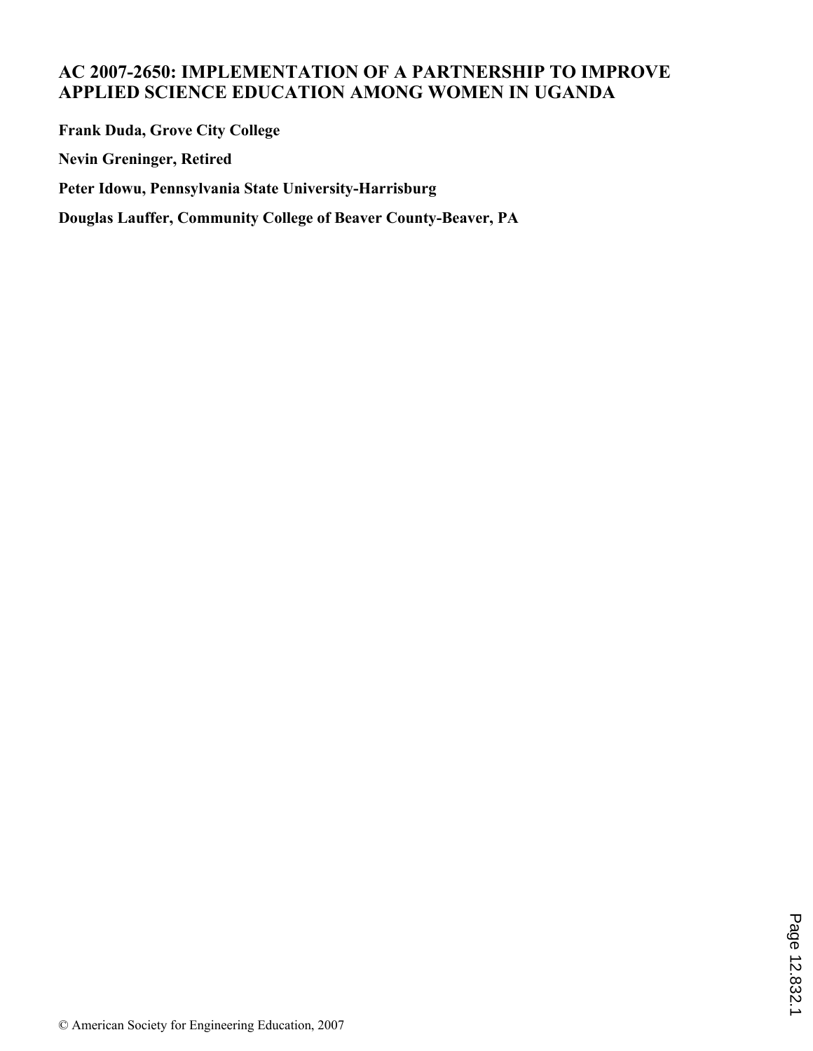# AC 2007-2650: IMPLEMENTATION OF A PARTNERSHIP TO IMPROVE APPLIED SCIENCE EDUCATION AMONG WOMEN IN UGANDA

**Frank Duda, Grove City College**

**Nevin Greninger, Retired**

**Peter Idowu, Pennsylvania State University-Harrisburg**

**Douglas Lauffer, Community College of Beaver County-Beaver, PA**

© American Society for Engineering Education, 2007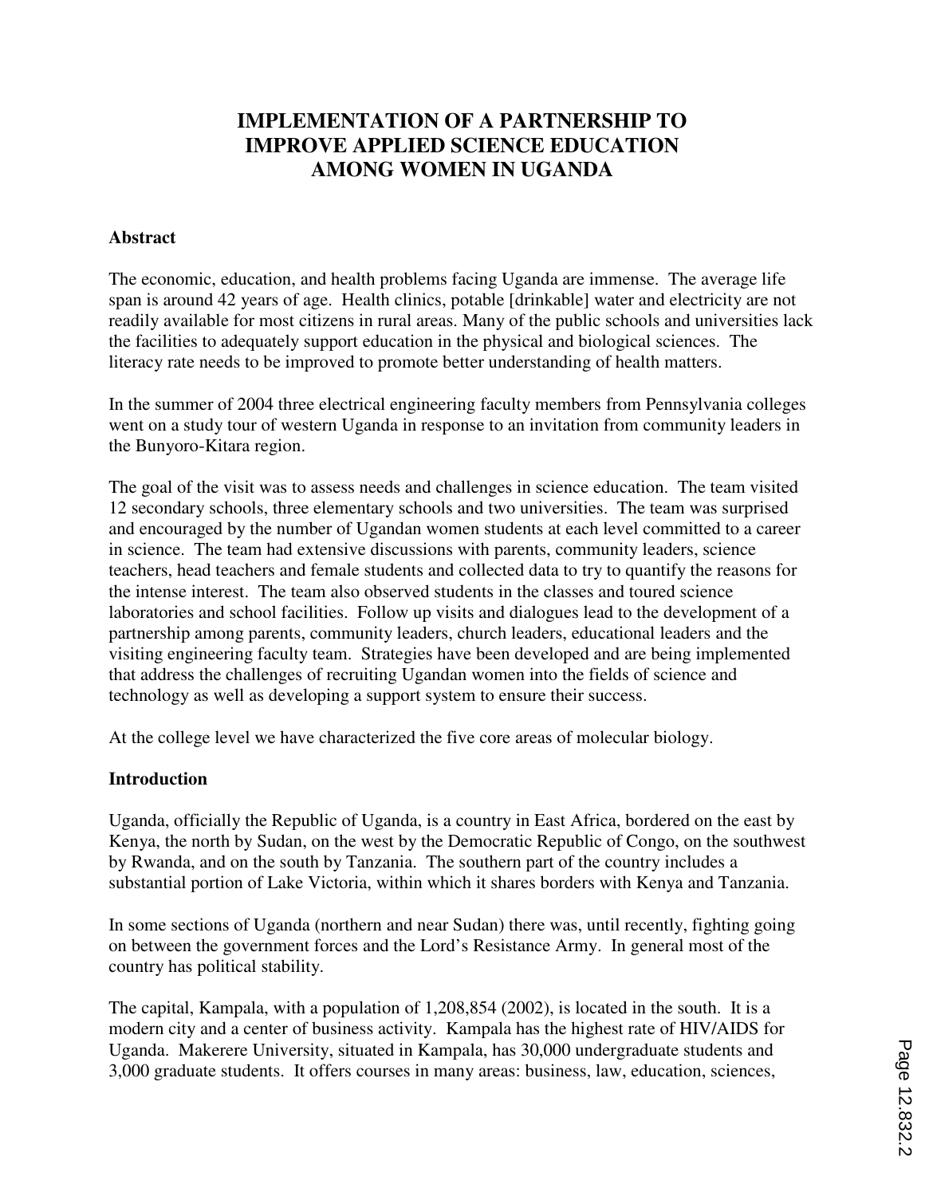# IMPLEMENTATION OF A PARTNERSHIP TO IMPROVE APPLIED SCIENCE EDUCATION AMONG WOMEN IN UGANDA

## Abstract

The economic, education, and health problems facing Uganda are immense. The average life span is around 42 years of age. Health clinics, potable [drinkable] water and electricity are not readily available for most citizens in rural areas. Many of the public schools and universities lack the facilities to adequately support education in the physical and biological sciences. The literacy rate needs to be improved to promote better understanding of health matters.

In the summer of 2004 three electrical engineering faculty members from Pennsylvania colleges went on a study tour of western Uganda in response to an invitation from community leaders in the Bunyoro-Kitara region.

The goal of the visit was to assess needs and challenges in science education. The team visited 12 secondary schools, three elementary schools and two universities. The team was surprised and encouraged by the number of Ugandan women students at each level committed to a career in science. The team had extensive discussions with parents, community leaders, science teachers, head teachers and female students and collected data to try to quantify the reasons for the intense interest. The team also observed students in the classes and toured science laboratories and school facilities. Follow up visits and dialogues lead to the development of a partnership among parents, community leaders, church leaders, educational leaders and the visiting engineering faculty team. Strategies have been developed and are being implemented that address the challenges of recruiting Ugandan women into the fields of science and technology as well as developing a support system to ensure their success.

At the college level we have characterized the five core areas of molecular biology.

## Introduction

Uganda, officially the Republic of Uganda, is a country in East Africa, bordered on the east by Kenya, the north by Sudan, on the west by the Democratic Republic of Congo, on the southwest by Rwanda, and on the south by Tanzania. The southern part of the country includes a substantial portion of Lake Victoria, within which it shares borders with Kenya and Tanzania.

In some sections of Uganda (northern and near Sudan) there was, until recently, fighting going on between the government forces and the Lord's Resistance Army. In general most of the country has political stability.

The capital, Kampala, with a population of 1,208,854 (2002), is located in the south. It is a modern city and a center of business activity. Kampala has the highest rate of HIV/AIDS for Uganda. Makerere University, situated in Kampala, has 30,000 undergraduate students and 3,000 graduate students. It offers courses in many areas: business, law, education, sciences,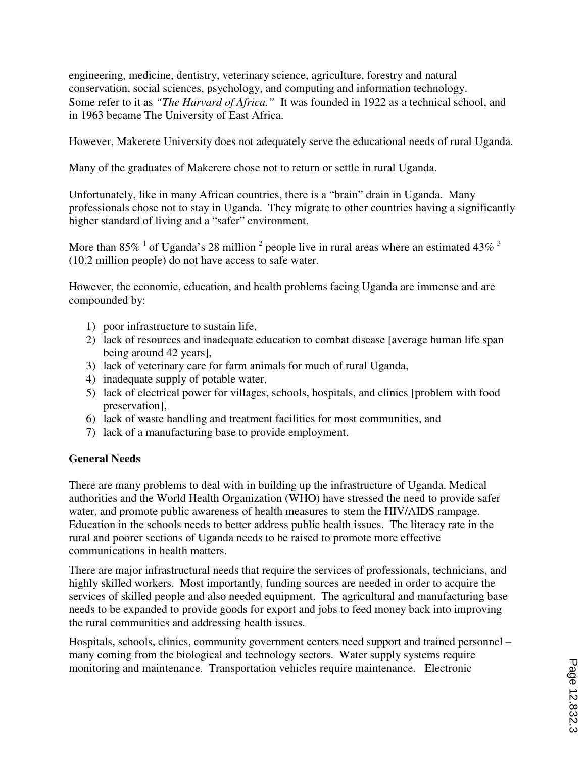engineering, medicine, dentistry, veterinary science, agriculture, forestry and natural conservation, social sciences, psychology, and computing and information technology. Some refer to it as *"The Harvard of Africa."* It was founded in 1922 as a technical school, and in 1963 became The University of East Africa.

However, Makerere University does not adequately serve the educational needs of rural Uganda.

Many of the graduates of Makerere chose not to return or settle in rural Uganda.

Unfortunately, like in many African countries, there is a "brain" drain in Uganda. Many professionals chose not to stay in Uganda. They migrate to other countries having a significantly higher standard of living and a "safer" environment.

More than 85% [1] of Uganda's 28 million [2] people live in rural areas where an estimated 43% [3] (10.2 million people) do not have access to safe water.

However, the economic, education, and health problems facing Uganda are immense and are compounded by:

1) poor infrastructure to sustain life,
2) lack of resources and inadequate education to combat disease [average human life span being around 42 years],
3) lack of veterinary care for farm animals for much of rural Uganda,
4) inadequate supply of potable water,
5) lack of electrical power for villages, schools, hospitals, and clinics [problem with food preservation],
6) lack of waste handling and treatment facilities for most communities, and
7) lack of a manufacturing base to provide employment.

**General Needs**

There are many problems to deal with in building up the infrastructure of Uganda. Medical authorities and the World Health Organization (WHO) have stressed the need to provide safer water, and promote public awareness of health measures to stem the HIV/AIDS rampage. Education in the schools needs to better address public health issues. The literacy rate in the rural and poorer sections of Uganda needs to be raised to promote more effective communications in health matters.

There are major infrastructural needs that require the services of professionals, technicians, and highly skilled workers. Most importantly, funding sources are needed in order to acquire the services of skilled people and also needed equipment. The agricultural and manufacturing base needs to be expanded to provide goods for export and jobs to feed money back into improving the rural communities and addressing health issues.

Hospitals, schools, clinics, community government centers need support and trained personnel – many coming from the biological and technology sectors. Water supply systems require monitoring and maintenance. Transportation vehicles require maintenance. Electronic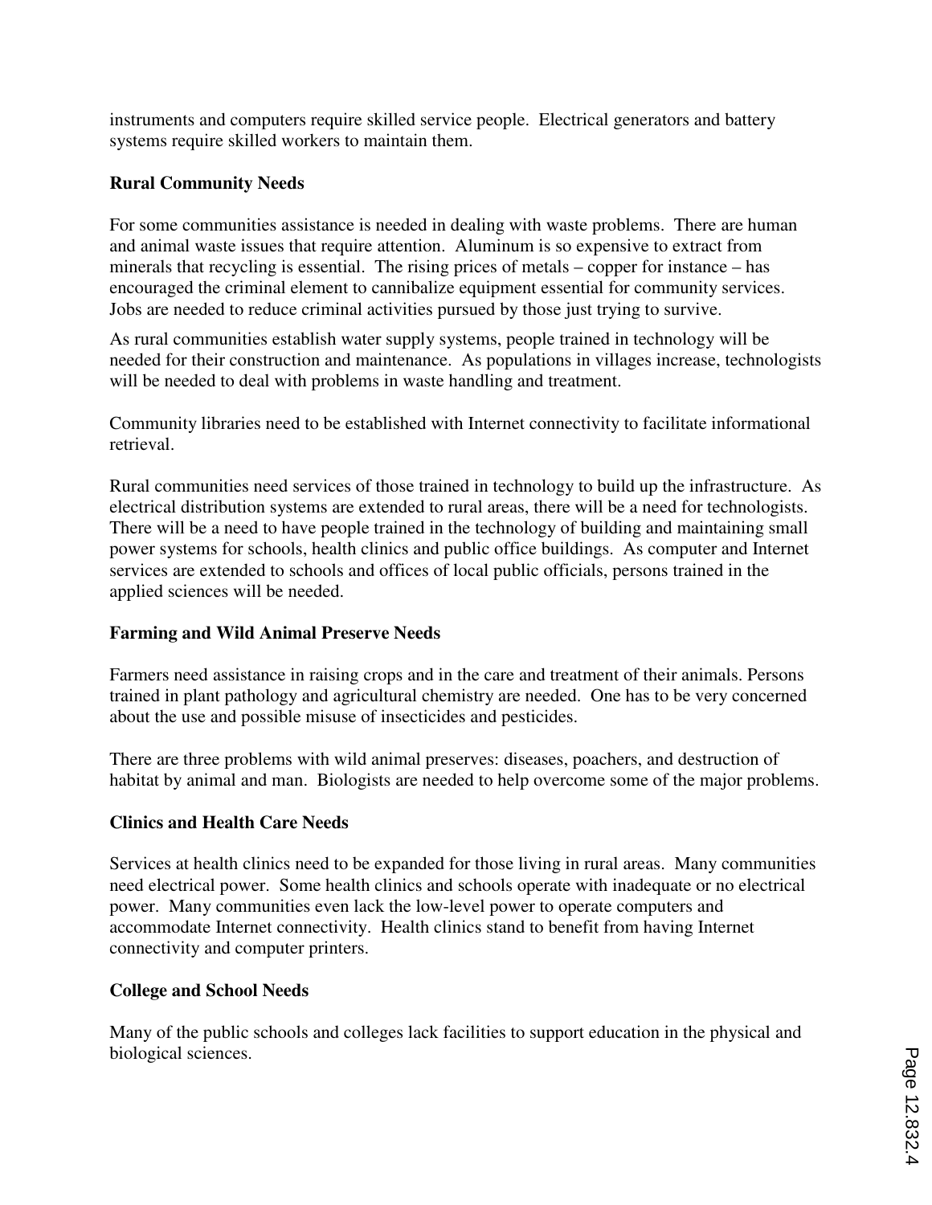instruments and computers require skilled service people. Electrical generators and battery systems require skilled workers to maintain them.

### Rural Community Needs

For some communities assistance is needed in dealing with waste problems. There are human and animal waste issues that require attention. Aluminum is so expensive to extract from minerals that recycling is essential. The rising prices of metals – copper for instance – has encouraged the criminal element to cannibalize equipment essential for community services. Jobs are needed to reduce criminal activities pursued by those just trying to survive.

As rural communities establish water supply systems, people trained in technology will be needed for their construction and maintenance. As populations in villages increase, technologists will be needed to deal with problems in waste handling and treatment.

Community libraries need to be established with Internet connectivity to facilitate informational retrieval.

Rural communities need services of those trained in technology to build up the infrastructure. As electrical distribution systems are extended to rural areas, there will be a need for technologists. There will be a need to have people trained in the technology of building and maintaining small power systems for schools, health clinics and public office buildings. As computer and Internet services are extended to schools and offices of local public officials, persons trained in the applied sciences will be needed.

### Farming and Wild Animal Preserve Needs

Farmers need assistance in raising crops and in the care and treatment of their animals. Persons trained in plant pathology and agricultural chemistry are needed. One has to be very concerned about the use and possible misuse of insecticides and pesticides.

There are three problems with wild animal preserves: diseases, poachers, and destruction of habitat by animal and man. Biologists are needed to help overcome some of the major problems.

### Clinics and Health Care Needs

Services at health clinics need to be expanded for those living in rural areas. Many communities need electrical power. Some health clinics and schools operate with inadequate or no electrical power. Many communities even lack the low-level power to operate computers and accommodate Internet connectivity. Health clinics stand to benefit from having Internet connectivity and computer printers.

### College and School Needs

Many of the public schools and colleges lack facilities to support education in the physical and biological sciences.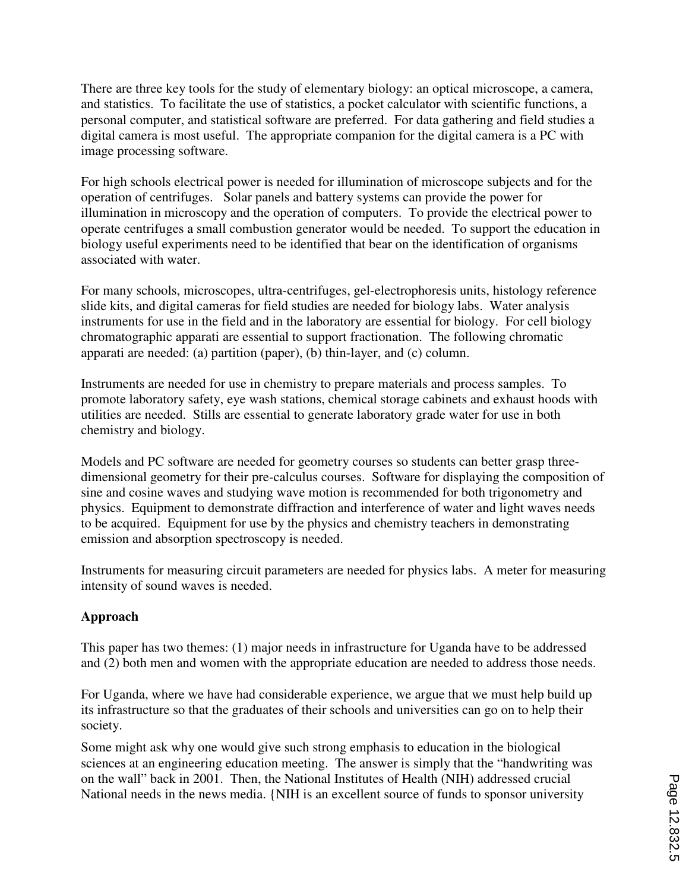There are three key tools for the study of elementary biology: an optical microscope, a camera, and statistics. To facilitate the use of statistics, a pocket calculator with scientific functions, a personal computer, and statistical software are preferred. For data gathering and field studies a digital camera is most useful. The appropriate companion for the digital camera is a PC with image processing software.

For high schools electrical power is needed for illumination of microscope subjects and for the operation of centrifuges. Solar panels and battery systems can provide the power for illumination in microscopy and the operation of computers. To provide the electrical power to operate centrifuges a small combustion generator would be needed. To support the education in biology useful experiments need to be identified that bear on the identification of organisms associated with water.

For many schools, microscopes, ultra-centrifuges, gel-electrophoresis units, histology reference slide kits, and digital cameras for field studies are needed for biology labs. Water analysis instruments for use in the field and in the laboratory are essential for biology. For cell biology chromatographic apparati are essential to support fractionation. The following chromatic apparati are needed: (a) partition (paper), (b) thin-layer, and (c) column.

Instruments are needed for use in chemistry to prepare materials and process samples. To promote laboratory safety, eye wash stations, chemical storage cabinets and exhaust hoods with utilities are needed. Stills are essential to generate laboratory grade water for use in both chemistry and biology.

Models and PC software are needed for geometry courses so students can better grasp three-dimensional geometry for their pre-calculus courses. Software for displaying the composition of sine and cosine waves and studying wave motion is recommended for both trigonometry and physics. Equipment to demonstrate diffraction and interference of water and light waves needs to be acquired. Equipment for use by the physics and chemistry teachers in demonstrating emission and absorption spectroscopy is needed.

Instruments for measuring circuit parameters are needed for physics labs. A meter for measuring intensity of sound waves is needed.

**Approach**

This paper has two themes: (1) major needs in infrastructure for Uganda have to be addressed and (2) both men and women with the appropriate education are needed to address those needs.

For Uganda, where we have had considerable experience, we argue that we must help build up its infrastructure so that the graduates of their schools and universities can go on to help their society.

Some might ask why one would give such strong emphasis to education in the biological sciences at an engineering education meeting. The answer is simply that the "handwriting was on the wall" back in 2001. Then, the National Institutes of Health (NIH) addressed crucial National needs in the news media. {NIH is an excellent source of funds to sponsor university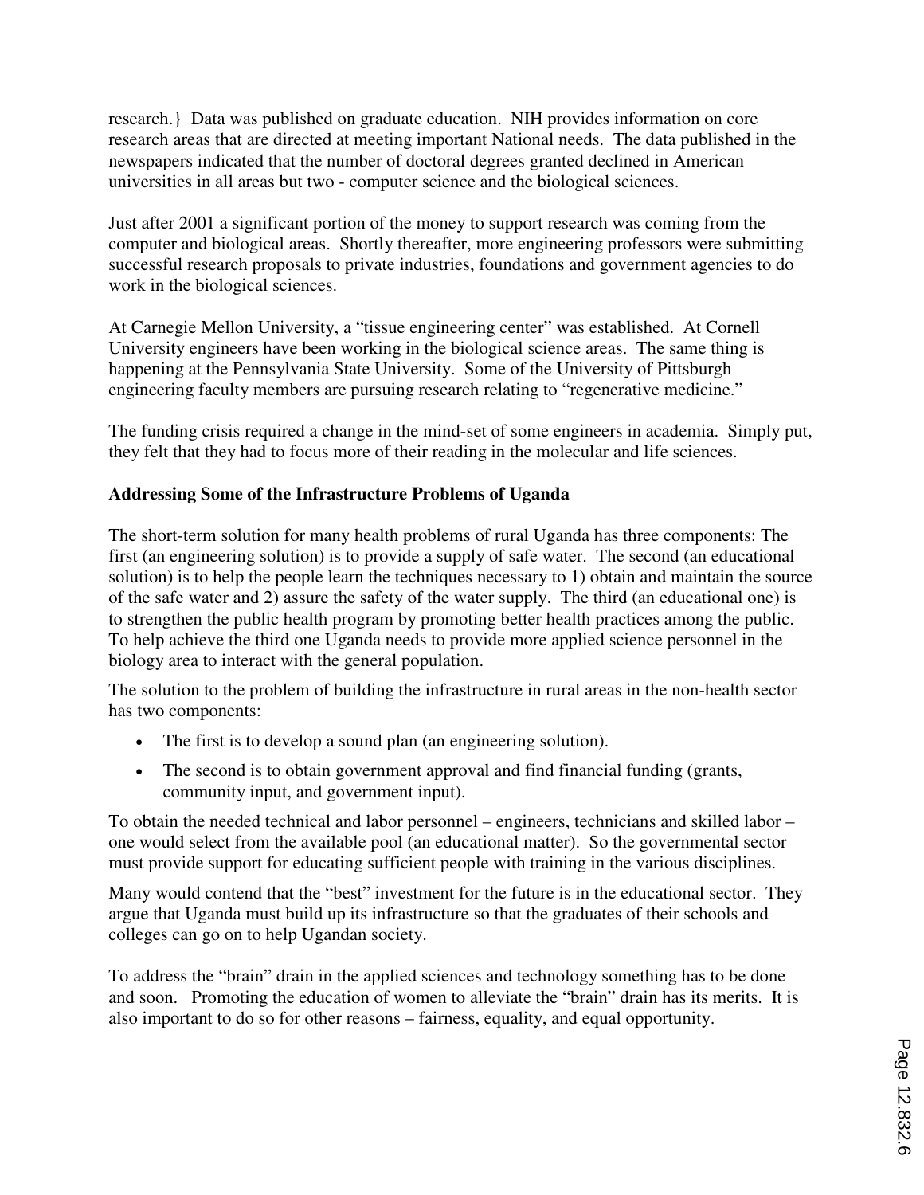research.} Data was published on graduate education. NIH provides information on core research areas that are directed at meeting important National needs. The data published in the newspapers indicated that the number of doctoral degrees granted declined in American universities in all areas but two - computer science and the biological sciences.

Just after 2001 a significant portion of the money to support research was coming from the computer and biological areas. Shortly thereafter, more engineering professors were submitting successful research proposals to private industries, foundations and government agencies to do work in the biological sciences.

At Carnegie Mellon University, a "tissue engineering center" was established. At Cornell University engineers have been working in the biological science areas. The same thing is happening at the Pennsylvania State University. Some of the University of Pittsburgh engineering faculty members are pursuing research relating to "regenerative medicine."

The funding crisis required a change in the mind-set of some engineers in academia. Simply put, they felt that they had to focus more of their reading in the molecular and life sciences.

**Addressing Some of the Infrastructure Problems of Uganda**

The short-term solution for many health problems of rural Uganda has three components: The first (an engineering solution) is to provide a supply of safe water. The second (an educational solution) is to help the people learn the techniques necessary to 1) obtain and maintain the source of the safe water and 2) assure the safety of the water supply. The third (an educational one) is to strengthen the public health program by promoting better health practices among the public. To help achieve the third one Uganda needs to provide more applied science personnel in the biology area to interact with the general population.

The solution to the problem of building the infrastructure in rural areas in the non-health sector has two components:

- The first is to develop a sound plan (an engineering solution).
- The second is to obtain government approval and find financial funding (grants, community input, and government input).

To obtain the needed technical and labor personnel – engineers, technicians and skilled labor – one would select from the available pool (an educational matter). So the governmental sector must provide support for educating sufficient people with training in the various disciplines.

Many would contend that the "best" investment for the future is in the educational sector. They argue that Uganda must build up its infrastructure so that the graduates of their schools and colleges can go on to help Ugandan society.

To address the "brain" drain in the applied sciences and technology something has to be done and soon. Promoting the education of women to alleviate the "brain" drain has its merits. It is also important to do so for other reasons – fairness, equality, and equal opportunity.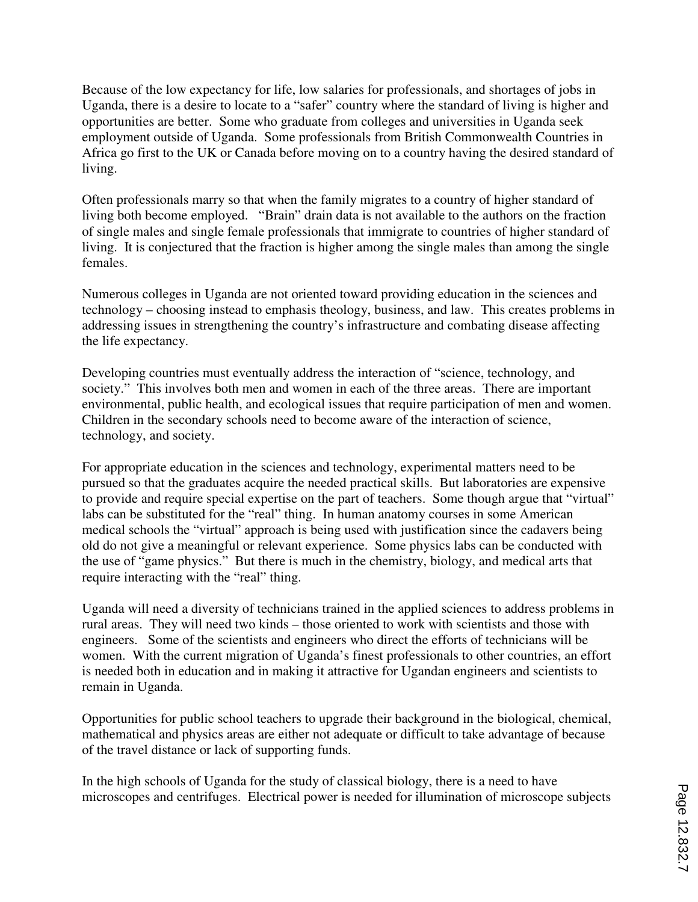Because of the low expectancy for life, low salaries for professionals, and shortages of jobs in Uganda, there is a desire to locate to a "safer" country where the standard of living is higher and opportunities are better. Some who graduate from colleges and universities in Uganda seek employment outside of Uganda. Some professionals from British Commonwealth Countries in Africa go first to the UK or Canada before moving on to a country having the desired standard of living.

Often professionals marry so that when the family migrates to a country of higher standard of living both become employed. "Brain" drain data is not available to the authors on the fraction of single males and single female professionals that immigrate to countries of higher standard of living. It is conjectured that the fraction is higher among the single males than among the single females.

Numerous colleges in Uganda are not oriented toward providing education in the sciences and technology – choosing instead to emphasis theology, business, and law. This creates problems in addressing issues in strengthening the country's infrastructure and combating disease affecting the life expectancy.

Developing countries must eventually address the interaction of "science, technology, and society." This involves both men and women in each of the three areas. There are important environmental, public health, and ecological issues that require participation of men and women. Children in the secondary schools need to become aware of the interaction of science, technology, and society.

For appropriate education in the sciences and technology, experimental matters need to be pursued so that the graduates acquire the needed practical skills. But laboratories are expensive to provide and require special expertise on the part of teachers. Some though argue that "virtual" labs can be substituted for the "real" thing. In human anatomy courses in some American medical schools the "virtual" approach is being used with justification since the cadavers being old do not give a meaningful or relevant experience. Some physics labs can be conducted with the use of "game physics." But there is much in the chemistry, biology, and medical arts that require interacting with the "real" thing.

Uganda will need a diversity of technicians trained in the applied sciences to address problems in rural areas. They will need two kinds – those oriented to work with scientists and those with engineers. Some of the scientists and engineers who direct the efforts of technicians will be women. With the current migration of Uganda's finest professionals to other countries, an effort is needed both in education and in making it attractive for Ugandan engineers and scientists to remain in Uganda.

Opportunities for public school teachers to upgrade their background in the biological, chemical, mathematical and physics areas are either not adequate or difficult to take advantage of because of the travel distance or lack of supporting funds.

In the high schools of Uganda for the study of classical biology, there is a need to have microscopes and centrifuges. Electrical power is needed for illumination of microscope subjects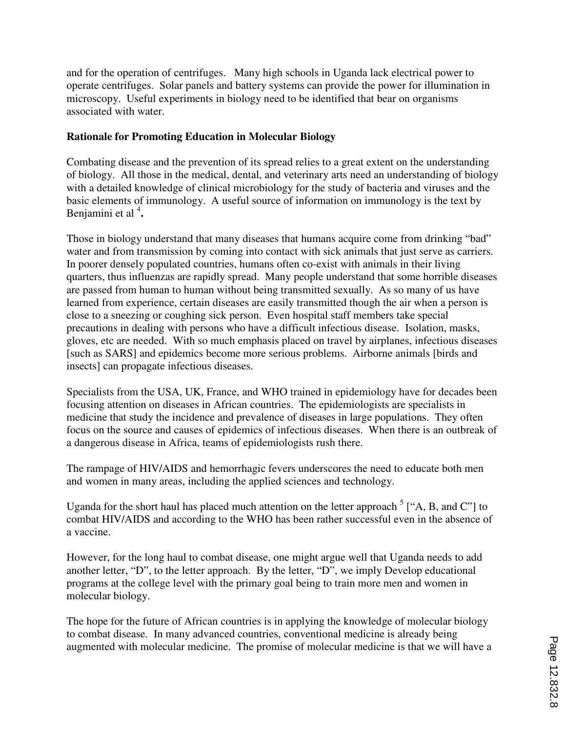and for the operation of centrifuges. Many high schools in Uganda lack electrical power to operate centrifuges. Solar panels and battery systems can provide the power for illumination in microscopy. Useful experiments in biology need to be identified that bear on organisms associated with water.

**Rationale for Promoting Education in Molecular Biology**

Combating disease and the prevention of its spread relies to a great extent on the understanding of biology. All those in the medical, dental, and veterinary arts need an understanding of biology with a detailed knowledge of clinical microbiology for the study of bacteria and viruses and the basic elements of immunology. A useful source of information on immunology is the text by Benjamini et al [4].

Those in biology understand that many diseases that humans acquire come from drinking "bad" water and from transmission by coming into contact with sick animals that just serve as carriers. In poorer densely populated countries, humans often co-exist with animals in their living quarters, thus influenzas are rapidly spread. Many people understand that some horrible diseases are passed from human to human without being transmitted sexually. As so many of us have learned from experience, certain diseases are easily transmitted though the air when a person is close to a sneezing or coughing sick person. Even hospital staff members take special precautions in dealing with persons who have a difficult infectious disease. Isolation, masks, gloves, etc are needed. With so much emphasis placed on travel by airplanes, infectious diseases [such as SARS] and epidemics become more serious problems. Airborne animals [birds and insects] can propagate infectious diseases.

Specialists from the USA, UK, France, and WHO trained in epidemiology have for decades been focusing attention on diseases in African countries. The epidemiologists are specialists in medicine that study the incidence and prevalence of diseases in large populations. They often focus on the source and causes of epidemics of infectious diseases. When there is an outbreak of a dangerous disease in Africa, teams of epidemiologists rush there.

The rampage of HIV/AIDS and hemorrhagic fevers underscores the need to educate both men and women in many areas, including the applied sciences and technology.

Uganda for the short haul has placed much attention on the letter approach [5] ["A, B, and C"] to combat HIV/AIDS and according to the WHO has been rather successful even in the absence of a vaccine.

However, for the long haul to combat disease, one might argue well that Uganda needs to add another letter, "D", to the letter approach. By the letter, "D", we imply Develop educational programs at the college level with the primary goal being to train more men and women in molecular biology.

The hope for the future of African countries is in applying the knowledge of molecular biology to combat disease. In many advanced countries, conventional medicine is already being augmented with molecular medicine. The promise of molecular medicine is that we will have a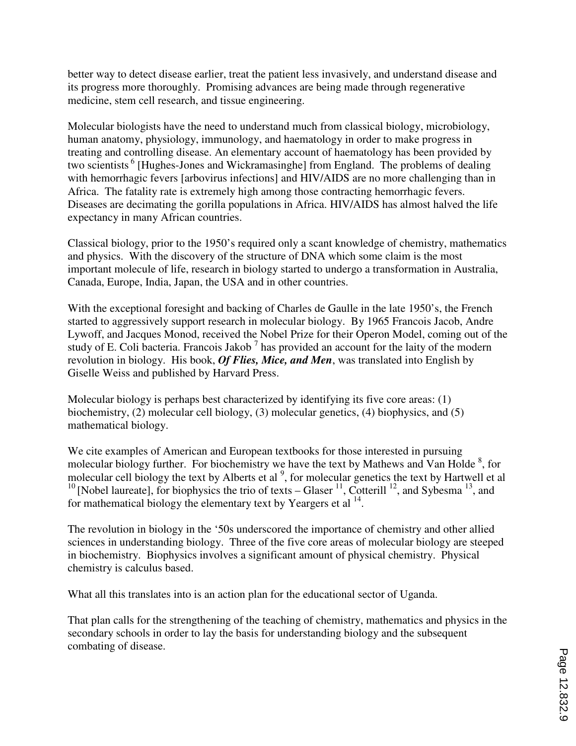better way to detect disease earlier, treat the patient less invasively, and understand disease and its progress more thoroughly. Promising advances are being made through regenerative medicine, stem cell research, and tissue engineering.

Molecular biologists have the need to understand much from classical biology, microbiology, human anatomy, physiology, immunology, and haematology in order to make progress in treating and controlling disease. An elementary account of haematology has been provided by two scientists [6] [Hughes-Jones and Wickramasinghe] from England. The problems of dealing with hemorrhagic fevers [arbovirus infections] and HIV/AIDS are no more challenging than in Africa. The fatality rate is extremely high among those contracting hemorrhagic fevers. Diseases are decimating the gorilla populations in Africa. HIV/AIDS has almost halved the life expectancy in many African countries.

Classical biology, prior to the 1950's required only a scant knowledge of chemistry, mathematics and physics. With the discovery of the structure of DNA which some claim is the most important molecule of life, research in biology started to undergo a transformation in Australia, Canada, Europe, India, Japan, the USA and in other countries.

With the exceptional foresight and backing of Charles de Gaulle in the late 1950's, the French started to aggressively support research in molecular biology. By 1965 Francois Jacob, Andre Lywoff, and Jacques Monod, received the Nobel Prize for their Operon Model, coming out of the study of E. Coli bacteria. Francois Jakob [7] has provided an account for the laity of the modern revolution in biology. His book, ***Of Flies, Mice, and Men***, was translated into English by Giselle Weiss and published by Harvard Press.

Molecular biology is perhaps best characterized by identifying its five core areas: (1) biochemistry, (2) molecular cell biology, (3) molecular genetics, (4) biophysics, and (5) mathematical biology.

We cite examples of American and European textbooks for those interested in pursuing molecular biology further. For biochemistry we have the text by Mathews and Van Holde [8], for molecular cell biology the text by Alberts et al [9], for molecular genetics the text by Hartwell et al [10] [Nobel laureate], for biophysics the trio of texts – Glaser [11], Cotterill [12], and Sybesma [13], and for mathematical biology the elementary text by Yeargers et al [14].

The revolution in biology in the '50s underscored the importance of chemistry and other allied sciences in understanding biology. Three of the five core areas of molecular biology are steeped in biochemistry. Biophysics involves a significant amount of physical chemistry. Physical chemistry is calculus based.

What all this translates into is an action plan for the educational sector of Uganda.

That plan calls for the strengthening of the teaching of chemistry, mathematics and physics in the secondary schools in order to lay the basis for understanding biology and the subsequent combating of disease.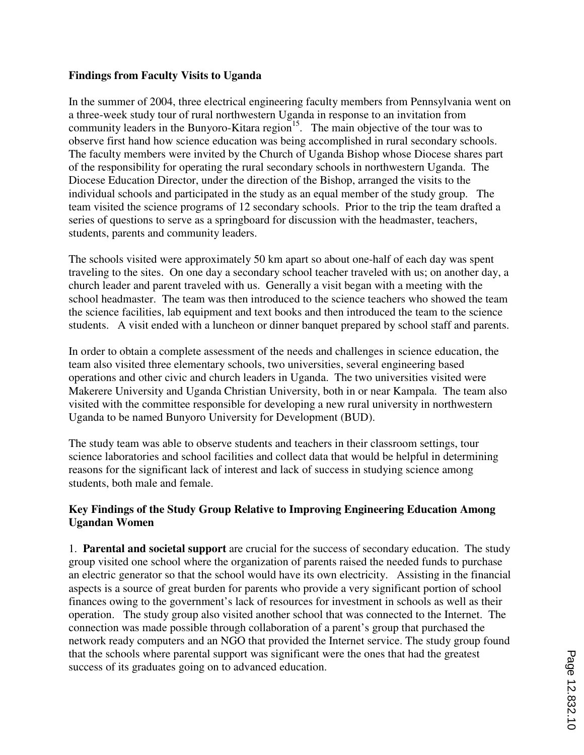**Findings from Faculty Visits to Uganda**

In the summer of 2004, three electrical engineering faculty members from Pennsylvania went on a three-week study tour of rural northwestern Uganda in response to an invitation from community leaders in the Bunyoro-Kitara region[15]. The main objective of the tour was to observe first hand how science education was being accomplished in rural secondary schools. The faculty members were invited by the Church of Uganda Bishop whose Diocese shares part of the responsibility for operating the rural secondary schools in northwestern Uganda. The Diocese Education Director, under the direction of the Bishop, arranged the visits to the individual schools and participated in the study as an equal member of the study group. The team visited the science programs of 12 secondary schools. Prior to the trip the team drafted a series of questions to serve as a springboard for discussion with the headmaster, teachers, students, parents and community leaders.

The schools visited were approximately 50 km apart so about one-half of each day was spent traveling to the sites. On one day a secondary school teacher traveled with us; on another day, a church leader and parent traveled with us. Generally a visit began with a meeting with the school headmaster. The team was then introduced to the science teachers who showed the team the science facilities, lab equipment and text books and then introduced the team to the science students. A visit ended with a luncheon or dinner banquet prepared by school staff and parents.

In order to obtain a complete assessment of the needs and challenges in science education, the team also visited three elementary schools, two universities, several engineering based operations and other civic and church leaders in Uganda. The two universities visited were Makerere University and Uganda Christian University, both in or near Kampala. The team also visited with the committee responsible for developing a new rural university in northwestern Uganda to be named Bunyoro University for Development (BUD).

The study team was able to observe students and teachers in their classroom settings, tour science laboratories and school facilities and collect data that would be helpful in determining reasons for the significant lack of interest and lack of success in studying science among students, both male and female.

**Key Findings of the Study Group Relative to Improving Engineering Education Among Ugandan Women**

1. **Parental and societal support** are crucial for the success of secondary education. The study group visited one school where the organization of parents raised the needed funds to purchase an electric generator so that the school would have its own electricity. Assisting in the financial aspects is a source of great burden for parents who provide a very significant portion of school finances owing to the government's lack of resources for investment in schools as well as their operation. The study group also visited another school that was connected to the Internet. The connection was made possible through collaboration of a parent's group that purchased the network ready computers and an NGO that provided the Internet service. The study group found that the schools where parental support was significant were the ones that had the greatest success of its graduates going on to advanced education.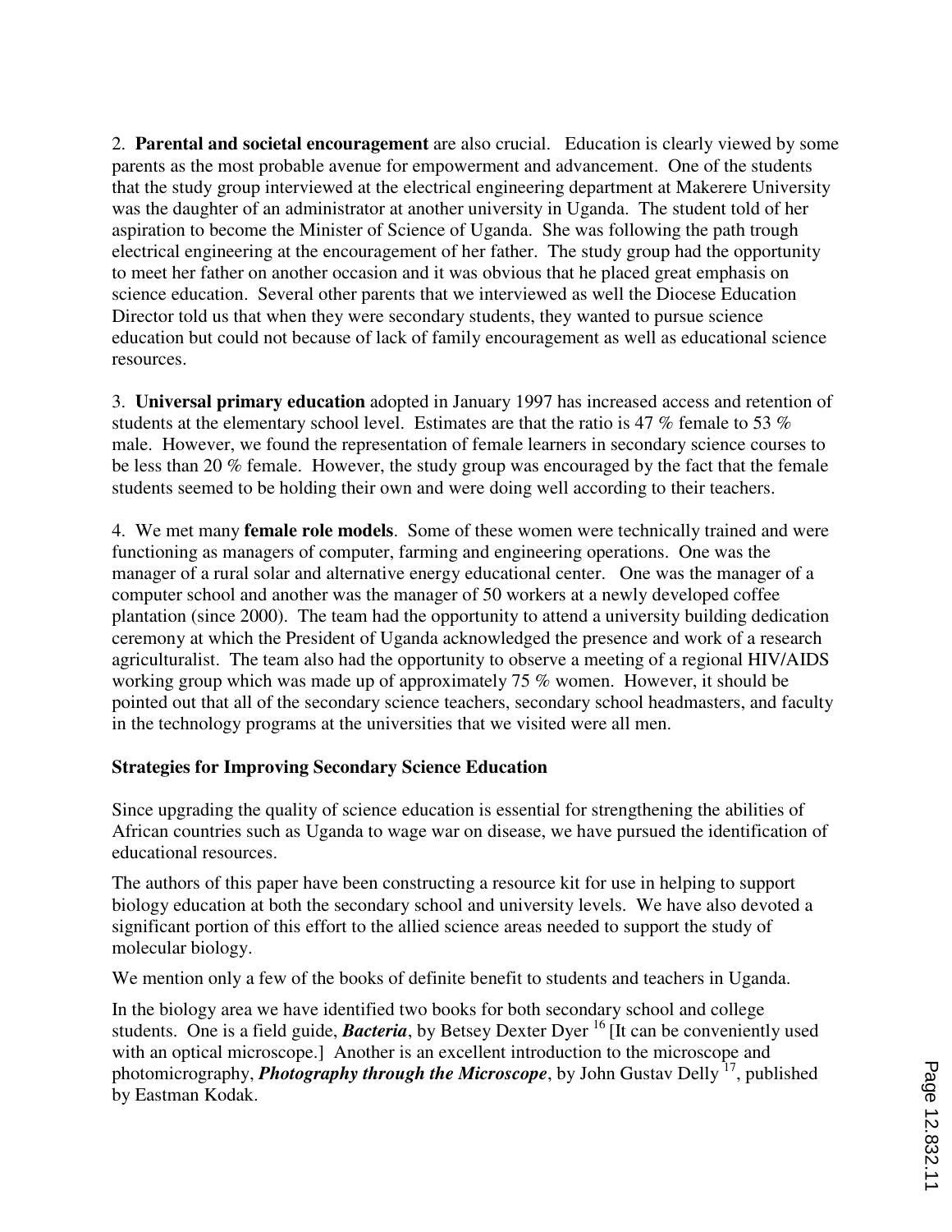2. **Parental and societal encouragement** are also crucial. Education is clearly viewed by some parents as the most probable avenue for empowerment and advancement. One of the students that the study group interviewed at the electrical engineering department at Makerere University was the daughter of an administrator at another university in Uganda. The student told of her aspiration to become the Minister of Science of Uganda. She was following the path trough electrical engineering at the encouragement of her father. The study group had the opportunity to meet her father on another occasion and it was obvious that he placed great emphasis on science education. Several other parents that we interviewed as well the Diocese Education Director told us that when they were secondary students, they wanted to pursue science education but could not because of lack of family encouragement as well as educational science resources.

3. **Universal primary education** adopted in January 1997 has increased access and retention of students at the elementary school level. Estimates are that the ratio is 47 % female to 53 % male. However, we found the representation of female learners in secondary science courses to be less than 20 % female. However, the study group was encouraged by the fact that the female students seemed to be holding their own and were doing well according to their teachers.

4. We met many **female role models**. Some of these women were technically trained and were functioning as managers of computer, farming and engineering operations. One was the manager of a rural solar and alternative energy educational center. One was the manager of a computer school and another was the manager of 50 workers at a newly developed coffee plantation (since 2000). The team had the opportunity to attend a university building dedication ceremony at which the President of Uganda acknowledged the presence and work of a research agriculturalist. The team also had the opportunity to observe a meeting of a regional HIV/AIDS working group which was made up of approximately 75 % women. However, it should be pointed out that all of the secondary science teachers, secondary school headmasters, and faculty in the technology programs at the universities that we visited were all men.

### Strategies for Improving Secondary Science Education

Since upgrading the quality of science education is essential for strengthening the abilities of African countries such as Uganda to wage war on disease, we have pursued the identification of educational resources.

The authors of this paper have been constructing a resource kit for use in helping to support biology education at both the secondary school and university levels. We have also devoted a significant portion of this effort to the allied science areas needed to support the study of molecular biology.

We mention only a few of the books of definite benefit to students and teachers in Uganda.

In the biology area we have identified two books for both secondary school and college students. One is a field guide, ***Bacteria***, by Betsey Dexter Dyer [16] [It can be conveniently used with an optical microscope.] Another is an excellent introduction to the microscope and photomicrography, ***Photography through the Microscope***, by John Gustav Delly [17], published by Eastman Kodak.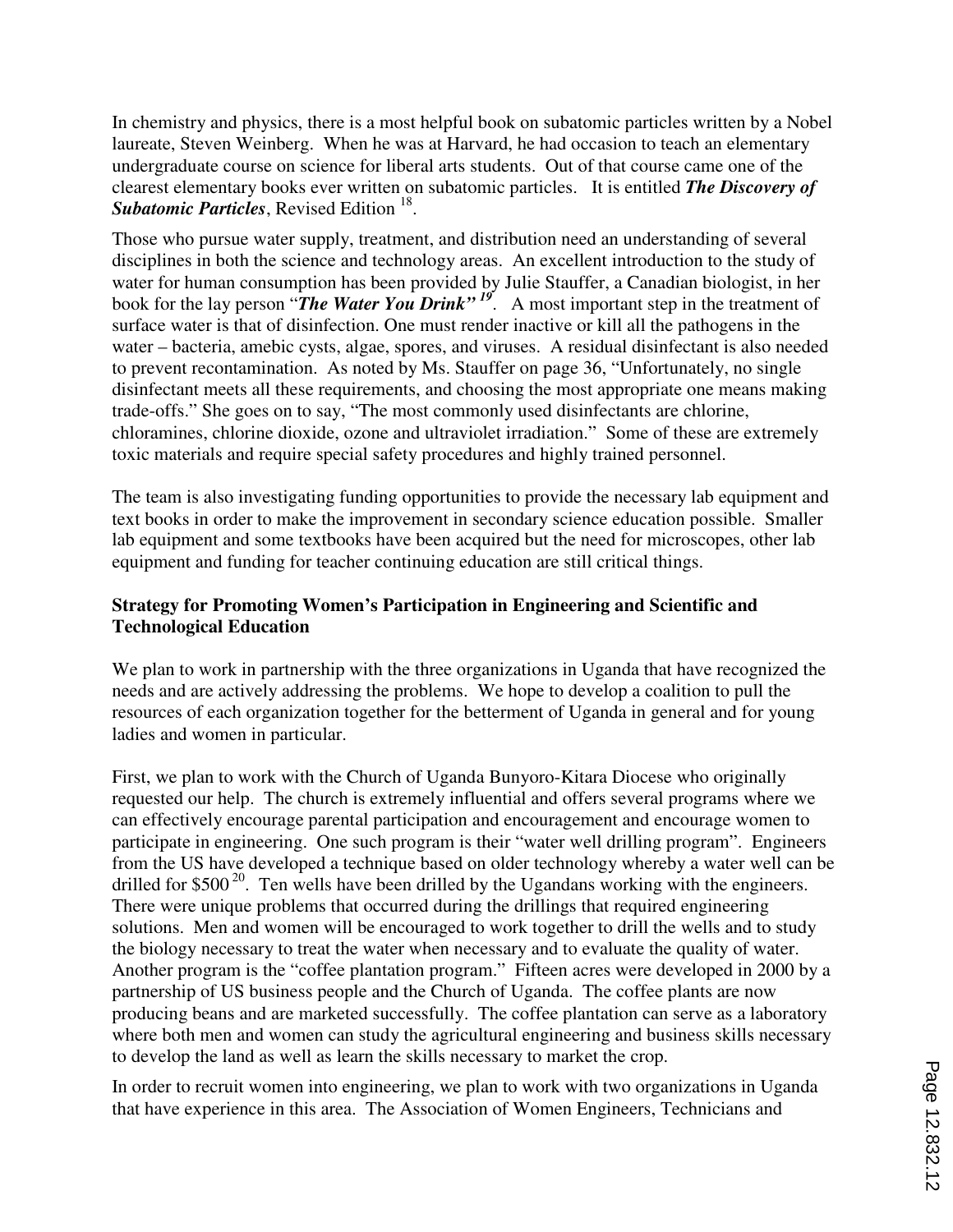In chemistry and physics, there is a most helpful book on subatomic particles written by a Nobel laureate, Steven Weinberg. When he was at Harvard, he had occasion to teach an elementary undergraduate course on science for liberal arts students. Out of that course came one of the clearest elementary books ever written on subatomic particles. It is entitled ***The Discovery of Subatomic Particles***, Revised Edition [18].

Those who pursue water supply, treatment, and distribution need an understanding of several disciplines in both the science and technology areas. An excellent introduction to the study of water for human consumption has been provided by Julie Stauffer, a Canadian biologist, in her book for the lay person "***The Water You Drink"*** [19]. A most important step in the treatment of surface water is that of disinfection. One must render inactive or kill all the pathogens in the water – bacteria, amebic cysts, algae, spores, and viruses. A residual disinfectant is also needed to prevent recontamination. As noted by Ms. Stauffer on page 36, "Unfortunately, no single disinfectant meets all these requirements, and choosing the most appropriate one means making trade-offs." She goes on to say, "The most commonly used disinfectants are chlorine, chloramines, chlorine dioxide, ozone and ultraviolet irradiation." Some of these are extremely toxic materials and require special safety procedures and highly trained personnel.

The team is also investigating funding opportunities to provide the necessary lab equipment and text books in order to make the improvement in secondary science education possible. Smaller lab equipment and some textbooks have been acquired but the need for microscopes, other lab equipment and funding for teacher continuing education are still critical things.

**Strategy for Promoting Women's Participation in Engineering and Scientific and Technological Education**

We plan to work in partnership with the three organizations in Uganda that have recognized the needs and are actively addressing the problems. We hope to develop a coalition to pull the resources of each organization together for the betterment of Uganda in general and for young ladies and women in particular.

First, we plan to work with the Church of Uganda Bunyoro-Kitara Diocese who originally requested our help. The church is extremely influential and offers several programs where we can effectively encourage parental participation and encouragement and encourage women to participate in engineering. One such program is their "water well drilling program". Engineers from the US have developed a technique based on older technology whereby a water well can be drilled for $500 [20]. Ten wells have been drilled by the Ugandans working with the engineers. There were unique problems that occurred during the drillings that required engineering solutions. Men and women will be encouraged to work together to drill the wells and to study the biology necessary to treat the water when necessary and to evaluate the quality of water. Another program is the "coffee plantation program." Fifteen acres were developed in 2000 by a partnership of US business people and the Church of Uganda. The coffee plants are now producing beans and are marketed successfully. The coffee plantation can serve as a laboratory where both men and women can study the agricultural engineering and business skills necessary to develop the land as well as learn the skills necessary to market the crop.

In order to recruit women into engineering, we plan to work with two organizations in Uganda that have experience in this area. The Association of Women Engineers, Technicians and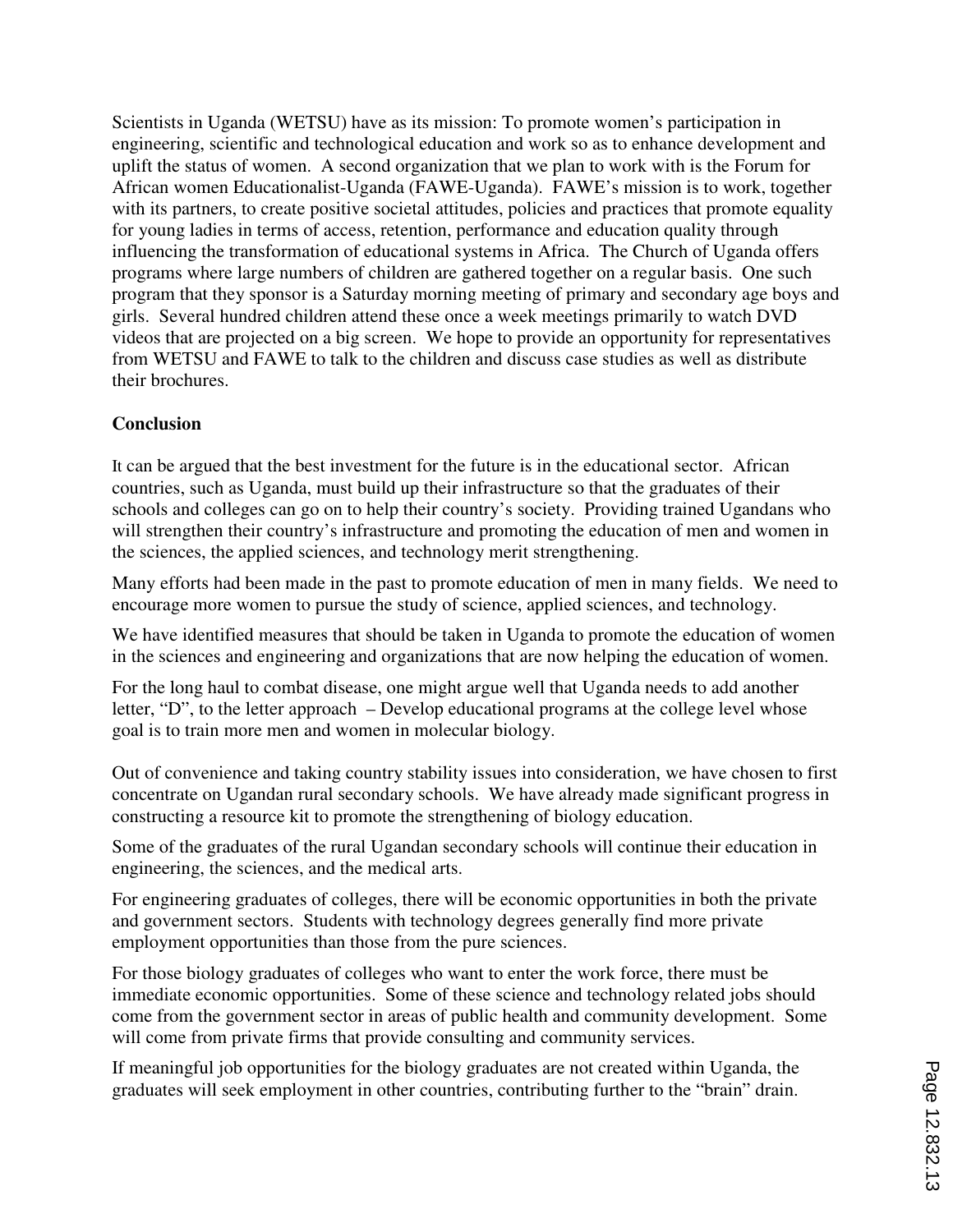Scientists in Uganda (WETSU) have as its mission: To promote women's participation in engineering, scientific and technological education and work so as to enhance development and uplift the status of women. A second organization that we plan to work with is the Forum for African women Educationalist-Uganda (FAWE-Uganda). FAWE's mission is to work, together with its partners, to create positive societal attitudes, policies and practices that promote equality for young ladies in terms of access, retention, performance and education quality through influencing the transformation of educational systems in Africa. The Church of Uganda offers programs where large numbers of children are gathered together on a regular basis. One such program that they sponsor is a Saturday morning meeting of primary and secondary age boys and girls. Several hundred children attend these once a week meetings primarily to watch DVD videos that are projected on a big screen. We hope to provide an opportunity for representatives from WETSU and FAWE to talk to the children and discuss case studies as well as distribute their brochures.

**Conclusion**

It can be argued that the best investment for the future is in the educational sector. African countries, such as Uganda, must build up their infrastructure so that the graduates of their schools and colleges can go on to help their country's society. Providing trained Ugandans who will strengthen their country's infrastructure and promoting the education of men and women in the sciences, the applied sciences, and technology merit strengthening.

Many efforts had been made in the past to promote education of men in many fields. We need to encourage more women to pursue the study of science, applied sciences, and technology.

We have identified measures that should be taken in Uganda to promote the education of women in the sciences and engineering and organizations that are now helping the education of women.

For the long haul to combat disease, one might argue well that Uganda needs to add another letter, "D", to the letter approach – Develop educational programs at the college level whose goal is to train more men and women in molecular biology.

Out of convenience and taking country stability issues into consideration, we have chosen to first concentrate on Ugandan rural secondary schools. We have already made significant progress in constructing a resource kit to promote the strengthening of biology education.

Some of the graduates of the rural Ugandan secondary schools will continue their education in engineering, the sciences, and the medical arts.

For engineering graduates of colleges, there will be economic opportunities in both the private and government sectors. Students with technology degrees generally find more private employment opportunities than those from the pure sciences.

For those biology graduates of colleges who want to enter the work force, there must be immediate economic opportunities. Some of these science and technology related jobs should come from the government sector in areas of public health and community development. Some will come from private firms that provide consulting and community services.

If meaningful job opportunities for the biology graduates are not created within Uganda, the graduates will seek employment in other countries, contributing further to the "brain" drain.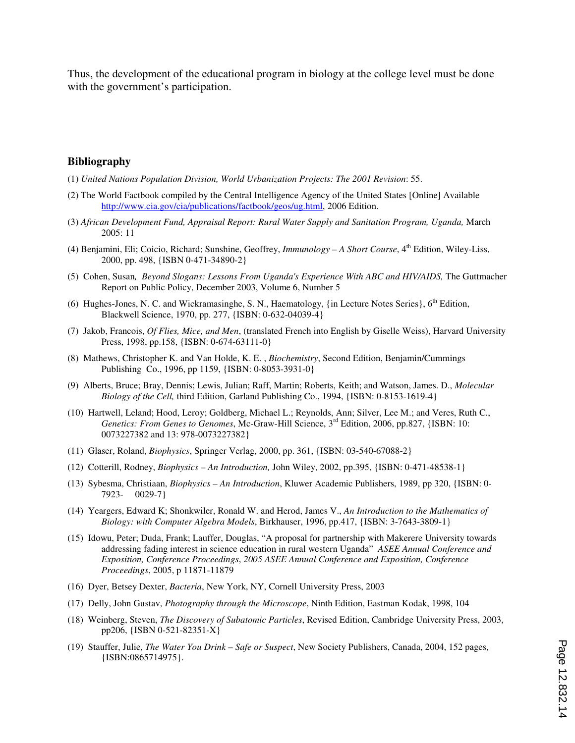Thus, the development of the educational program in biology at the college level must be done with the government's participation.

## Bibliography

(1) *United Nations Population Division, World Urbanization Projects: The 2001 Revision*: 55.

(2) The World Factbook compiled by the Central Intelligence Agency of the United States [Online] Available http://www.cia.gov/cia/publications/factbook/geos/ug.html, 2006 Edition.

(3) *African Development Fund, Appraisal Report: Rural Water Supply and Sanitation Program, Uganda,* March 2005: 11

(4) Benjamini, Eli; Coicio, Richard; Sunshine, Geoffrey, *Immunology – A Short Course*, 4th Edition, Wiley-Liss, 2000, pp. 498, {ISBN 0-471-34890-2}

(5) Cohen, Susan*, Beyond Slogans: Lessons From Uganda's Experience With ABC and HIV/AIDS,* The Guttmacher Report on Public Policy, December 2003, Volume 6, Number 5

(6) Hughes-Jones, N. C. and Wickramasinghe, S. N., Haematology, {in Lecture Notes Series}, 6th Edition, Blackwell Science, 1970, pp. 277, {ISBN: 0-632-04039-4}

(7) Jakob, Francois, *Of Flies, Mice, and Men*, (translated French into English by Giselle Weiss), Harvard University Press, 1998, pp.158, {ISBN: 0-674-63111-0}

(8) Mathews, Christopher K. and Van Holde, K. E. , *Biochemistry*, Second Edition, Benjamin/Cummings Publishing Co., 1996, pp 1159, {ISBN: 0-8053-3931-0}

(9) Alberts, Bruce; Bray, Dennis; Lewis, Julian; Raff, Martin; Roberts, Keith; and Watson, James. D., *Molecular Biology of the Cell,* third Edition, Garland Publishing Co., 1994, {ISBN: 0-8153-1619-4}

(10) Hartwell, Leland; Hood, Leroy; Goldberg, Michael L.; Reynolds, Ann; Silver, Lee M.; and Veres, Ruth C., *Genetics: From Genes to Genomes*, Mc-Graw-Hill Science, 3rd Edition, 2006, pp.827, {ISBN: 10: 0073227382 and 13: 978-0073227382}

(11) Glaser, Roland, *Biophysics*, Springer Verlag, 2000, pp. 361, {ISBN: 03-540-67088-2}

(12) Cotterill, Rodney, *Biophysics – An Introduction,* John Wiley, 2002, pp.395, {ISBN: 0-471-48538-1}

(13) Sybesma, Christiaan, *Biophysics – An Introduction*, Kluwer Academic Publishers, 1989, pp 320, {ISBN: 0-7923- 0029-7}

(14) Yeargers, Edward K; Shonkwiler, Ronald W. and Herod, James V., *An Introduction to the Mathematics of Biology: with Computer Algebra Models*, Birkhauser, 1996, pp.417, {ISBN: 3-7643-3809-1}

(15) Idowu, Peter; Duda, Frank; Lauffer, Douglas, "A proposal for partnership with Makerere University towards addressing fading interest in science education in rural western Uganda" *ASEE Annual Conference and Exposition, Conference Proceedings*, *2005 ASEE Annual Conference and Exposition, Conference Proceedings*, 2005, p 11871-11879

(16) Dyer, Betsey Dexter, *Bacteria*, New York, NY, Cornell University Press, 2003

(17) Delly, John Gustav, *Photography through the Microscope*, Ninth Edition, Eastman Kodak, 1998, 104

(18) Weinberg, Steven, *The Discovery of Subatomic Particles*, Revised Edition, Cambridge University Press, 2003, pp206, {ISBN 0-521-82351-X}

(19) Stauffer, Julie, *The Water You Drink – Safe or Suspect*, New Society Publishers, Canada, 2004, 152 pages, {ISBN:0865714975}.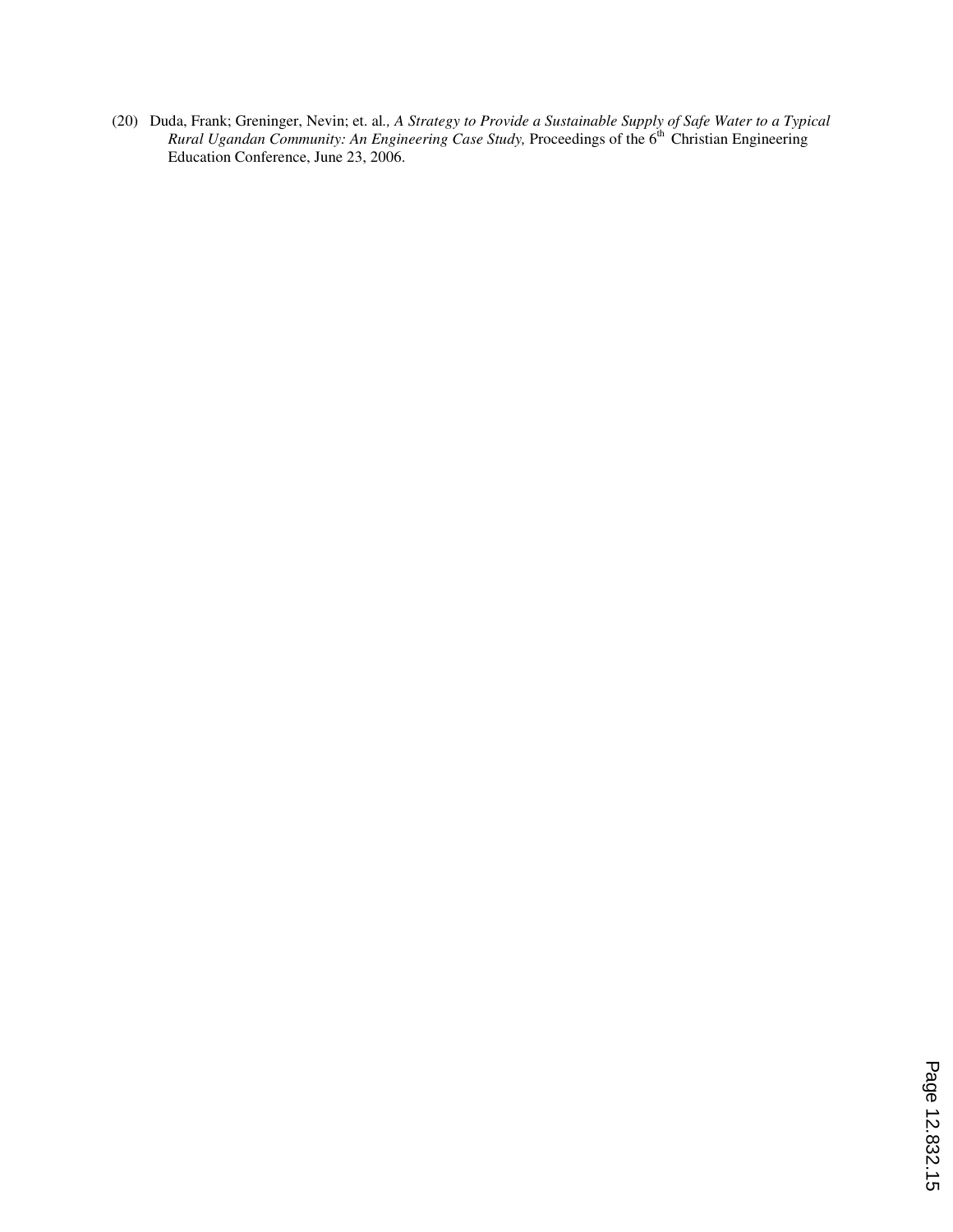(20) Duda, Frank; Greninger, Nevin; et. al., *A Strategy to Provide a Sustainable Supply of Safe Water to a Typical Rural Ugandan Community: An Engineering Case Study,* Proceedings of the 6th Christian Engineering Education Conference, June 23, 2006.